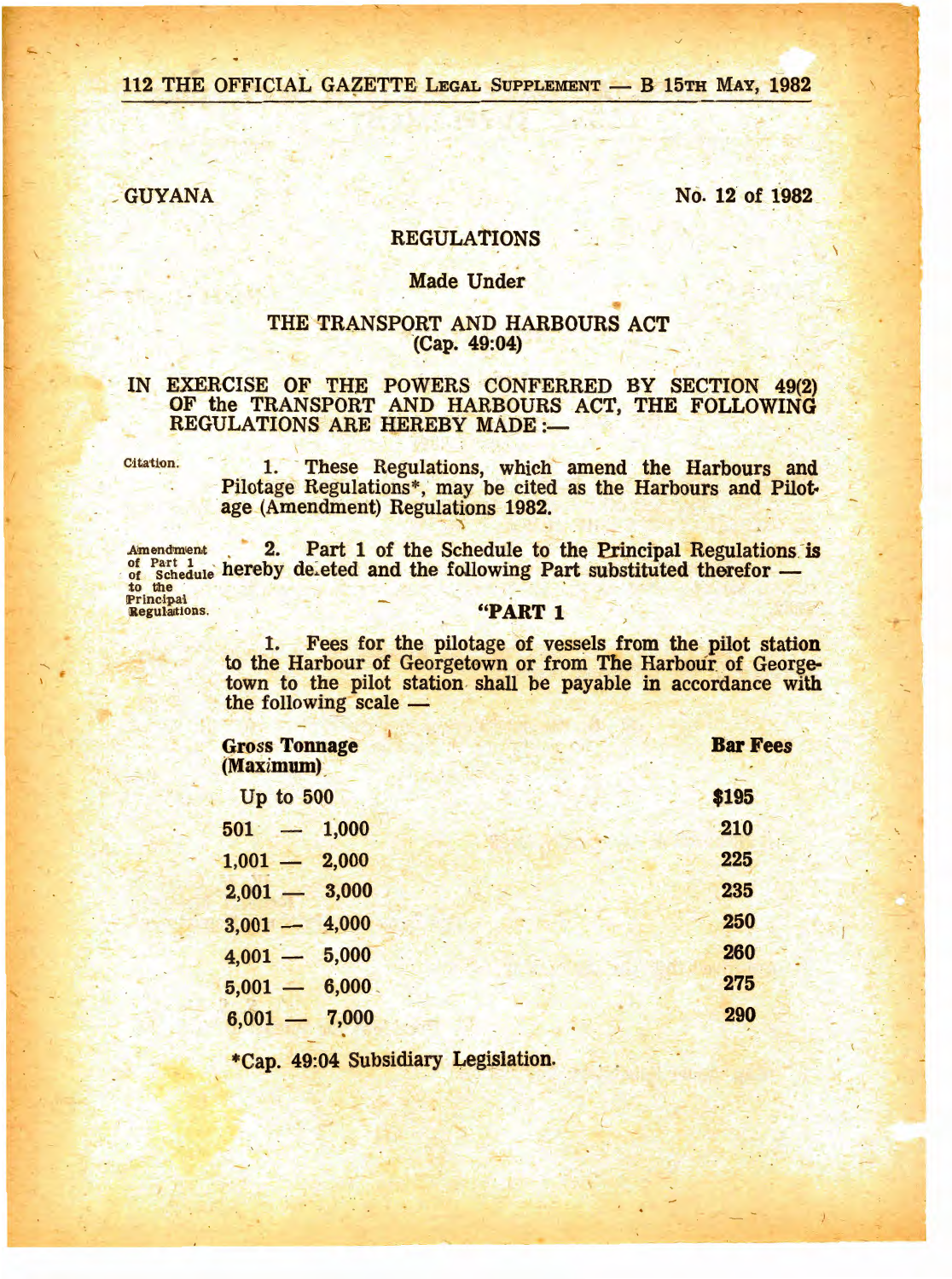GUYANA

No. 12 of 1982

## REGULATIONS

### Made Under

### THE TRANSPORT AND HARBOURS ACT (Cap. 49:04)

IN EXERCISE OF THE POWERS CONFERRED BY SECTION 49(2) OF the TRANSPORT AND HARBOURS ACT, THE FOLLOWING REGULATIONS ARE HEREBY MADE :—

Citation.

1. These Regulations, which amend the Harbours and Pilotage Regulations*, may be cited as the Harbours and Pilotage (Amendment) Regulations 1982.

Amendment of Part 1 of Schedule to the Principal Regulations.

2. Part 1 of the Schedule to the Principal Regulations is hereby deleted and the following Part substituted therefor —

"PART 1

1. Fees for the pilotage of vessels from the pilot station to the Harbour of Georgetown or from The Harbour of Georgetown to the pilot station shall be payable in accordance with the following scale —

| Gross Tonnage (Maximum) | Bar Fees |
|---|---|
| Up to 500 | $195 |
| 501 — 1,000 | 210 |
| 1,001 — 2,000 | 225 |
| 2,001 — 3,000 | 235 |
| 3,001 — 4,000 | 250 |
| 4,001 — 5,000 | 260 |
| 5,001 — 6,000 | 275 |
| 6,001 — 7,000 | 290 |

*Cap. 49:04 Subsidiary Legislation.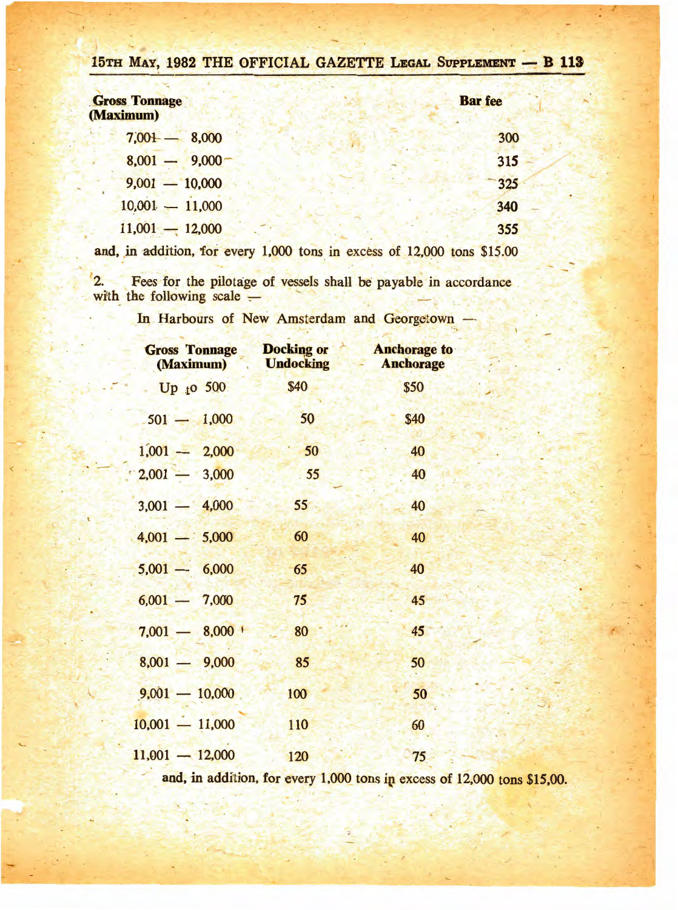| Gross Tonnage (Maximum) | Bar fee |
|---|---|
| 7,001 — 8,000 | 300 |
| 8,001 — 9,000 | 315 |
| 9,001 — 10,000 | 325 |
| 10,001 — 11,000 | 340 |
| 11,001 — 12,000 | 355 |

and, in addition, for every 1,000 tons in excess of 12,000 tons $15.00

2. Fees for the pilotage of vessels shall be payable in accordance with the following scale —

In Harbours of New Amsterdam and Georgetown —

| Gross Tonnage (Maximum) | Docking or Undocking | Anchorage to Anchorage |
|---|---|---|
| Up to 500 | $40 | $50 |
| 501 — 1,000 | 50 | $40 |
| 1,001 — 2,000 | 50 | 40 |
| 2,001 — 3,000 | 55 | 40 |
| 3,001 — 4,000 | 55 | 40 |
| 4,001 — 5,000 | 60 | 40 |
| 5,001 — 6,000 | 65 | 40 |
| 6,001 — 7,000 | 75 | 45 |
| 7,001 — 8,000 | 80 | 45 |
| 8,001 — 9,000 | 85 | 50 |
| 9,001 — 10,000 | 100 | 50 |
| 10,001 — 11,000 | 110 | 60 |
| 11,001 — 12,000 | 120 | 75 |

and, in addition, for every 1,000 tons in excess of 12,000 tons $15,00.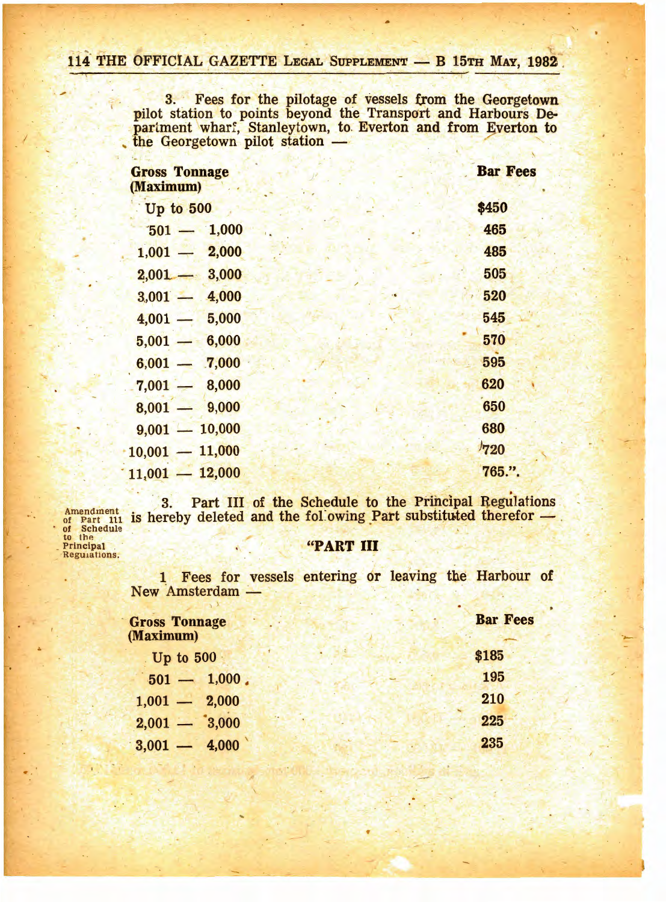3. Fees for the pilotage of vessels from the Georgetown pilot station to points beyond the Transport and Harbours Department wharf, Stanleytown, to Everton and from Everton to the Georgetown pilot station —

| Gross Tonnage (Maximum) | Bar Fees |
|---|---|
| Up to 500 | $450 |
| 501 — 1,000 | 465 |
| 1,001 — 2,000 | 485 |
| 2,001 — 3,000 | 505 |
| 3,001 — 4,000 | 520 |
| 4,001 — 5,000 | 545 |
| 5,001 — 6,000 | 570 |
| 6,001 — 7,000 | 595 |
| 7,001 — 8,000 | 620 |
| 8,001 — 9,000 | 650 |
| 9,001 — 10,000 | 680 |
| 10,001 — 11,000 | 720 |
| 11,001 — 12,000 | 765.". |

Amendment of Part III of Schedule to the Principal Regulations.

3. Part III of the Schedule to the Principal Regulations is hereby deleted and the following Part substituted therefor —

## "PART III

1 Fees for vessels entering or leaving the Harbour of New Amsterdam —

| Gross Tonnage (Maximum) | Bar Fees |
|---|---|
| Up to 500 | $185 |
| 501 — 1,000 | 195 |
| 1,001 — 2,000 | 210 |
| 2,001 — 3,000 | 225 |
| 3,001 — 4,000 | 235 |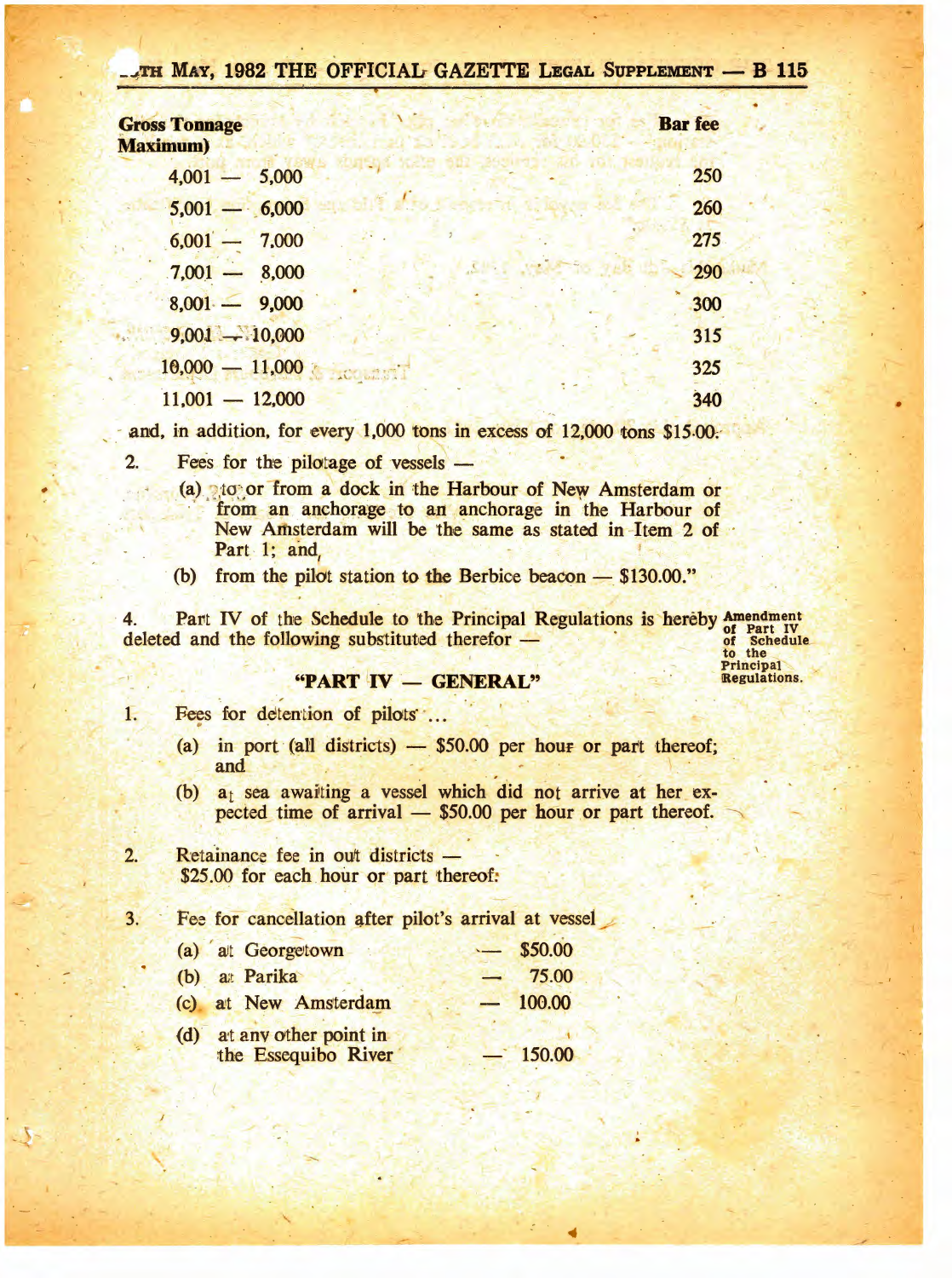| Gross Tonnage Maximum) | Bar fee |
|---|---|
| 4,001 — 5,000 | 250 |
| 5,001 — 6,000 | 260 |
| 6,001 — 7,000 | 275 |
| 7,001 — 8,000 | 290 |
| 8,001 — 9,000 | 300 |
| 9,001 — 10,000 | 315 |
| 10,000 — 11,000 | 325 |
| 11,001 — 12,000 | 340 |

and, in addition, for every 1,000 tons in excess of 12,000 tons $15.00.

2. Fees for the pilotage of vessels —

   (a) to or from a dock in the Harbour of New Amsterdam or from an anchorage to an anchorage in the Harbour of New Amsterdam will be the same as stated in Item 2 of Part 1; and,

   (b) from the pilot station to the Berbice beacon — $130.00."

Amendment of Part IV of Schedule to the Principal Regulations.

4. Part IV of the Schedule to the Principal Regulations is hereby deleted and the following substituted therefor —

**"PART IV — GENERAL"**

1. Fees for detention of pilots ...

   (a) in port (all districts) — $50.00 per hour or part thereof; and

   (b) at sea awaiting a vessel which did not arrive at her expected time of arrival — $50.00 per hour or part thereof.

2. Retainance fee in out districts —
   $25.00 for each hour or part thereof.

3. Fee for cancellation after pilot's arrival at vessel

| | | |
|---|---|---|
| (a) at Georgetown | — | $50.00 |
| (b) at Parika | — | 75.00 |
| (c) at New Amsterdam | — | 100.00 |
| (d) at any other point in the Essequibo River | — | 150.00 |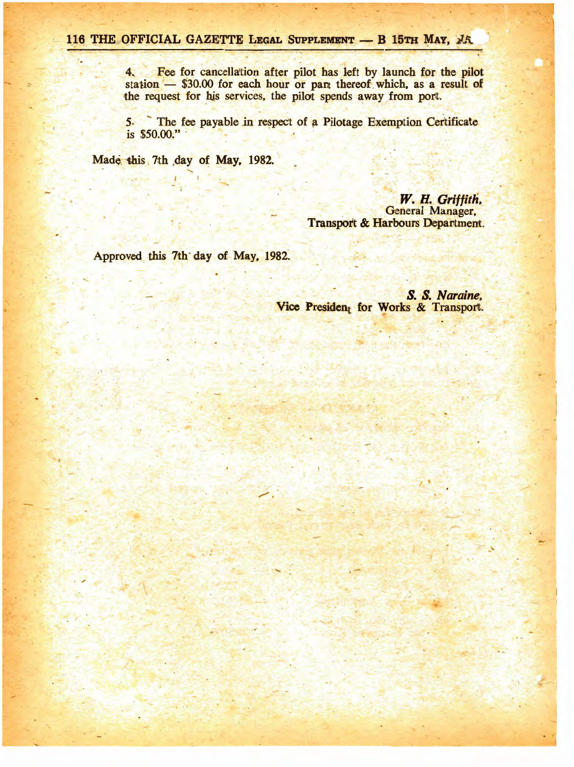4. Fee for cancellation after pilot has left by launch for the pilot station — $30.00 for each hour or part thereof which, as a result of the request for his services, the pilot spends away from port.

5. The fee payable in respect of a Pilotage Exemption Certificate is $50.00."

Made this 7th day of May, 1982.

*W. H. Griffith,*
General Manager,
Transport & Harbours Department.

Approved this 7th day of May, 1982.

*S. S. Naraine,*
Vice President for Works & Transport.